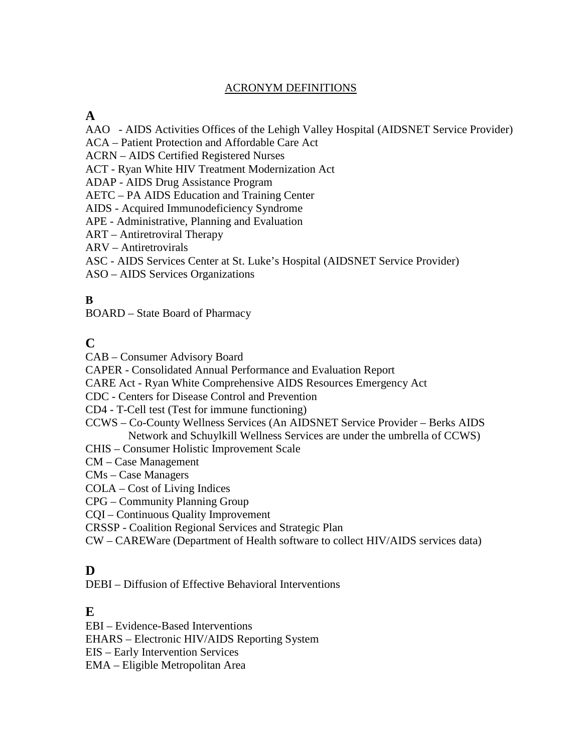# ACRONYM DEFINITIONS

## A

AAO - AIDS Activities Offices of the Lehigh Valley Hospital (AIDSNET Service Provider)
ACA – Patient Protection and Affordable Care Act
ACRN – AIDS Certified Registered Nurses
ACT - Ryan White HIV Treatment Modernization Act
ADAP - AIDS Drug Assistance Program
AETC – PA AIDS Education and Training Center
AIDS - Acquired Immunodeficiency Syndrome
APE - Administrative, Planning and Evaluation
ART – Antiretroviral Therapy
ARV – Antiretrovirals
ASC - AIDS Services Center at St. Luke's Hospital (AIDSNET Service Provider)
ASO – AIDS Services Organizations

## B

BOARD – State Board of Pharmacy

## C

CAB – Consumer Advisory Board
CAPER - Consolidated Annual Performance and Evaluation Report
CARE Act - Ryan White Comprehensive AIDS Resources Emergency Act
CDC - Centers for Disease Control and Prevention
CD4 - T-Cell test (Test for immune functioning)
CCWS – Co-County Wellness Services (An AIDSNET Service Provider – Berks AIDS Network and Schuylkill Wellness Services are under the umbrella of CCWS)
CHIS – Consumer Holistic Improvement Scale
CM – Case Management
CMs – Case Managers
COLA – Cost of Living Indices
CPG – Community Planning Group
CQI – Continuous Quality Improvement
CRSSP - Coalition Regional Services and Strategic Plan
CW – CAREWare (Department of Health software to collect HIV/AIDS services data)

## D

DEBI – Diffusion of Effective Behavioral Interventions

## E

EBI – Evidence-Based Interventions
EHARS – Electronic HIV/AIDS Reporting System
EIS – Early Intervention Services
EMA – Eligible Metropolitan Area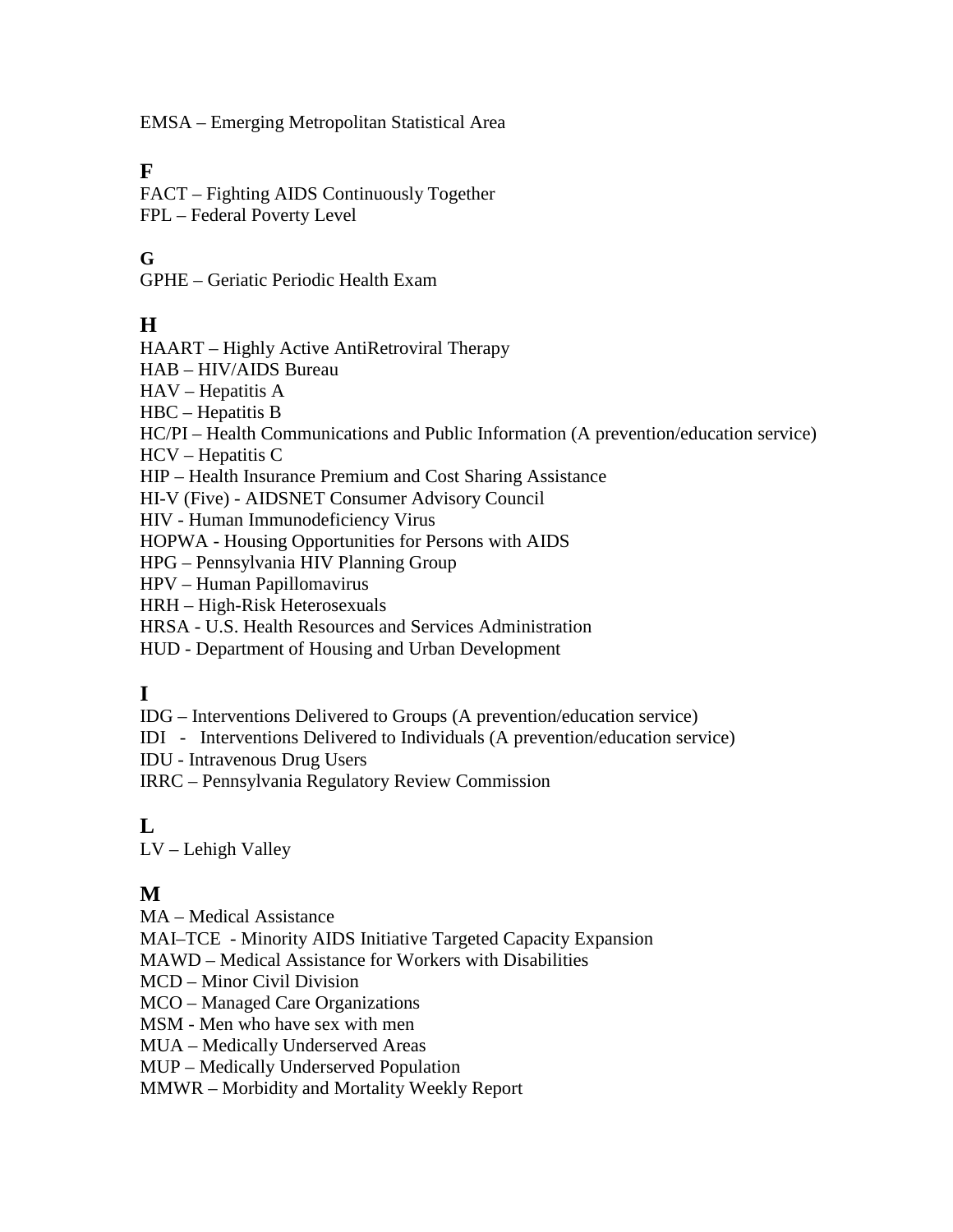EMSA – Emerging Metropolitan Statistical Area

## F

FACT – Fighting AIDS Continuously Together
FPL – Federal Poverty Level

## G

GPHE – Geriatic Periodic Health Exam

## H

HAART – Highly Active AntiRetroviral Therapy
HAB – HIV/AIDS Bureau
HAV – Hepatitis A
HBC – Hepatitis B
HC/PI – Health Communications and Public Information (A prevention/education service)
HCV – Hepatitis C
HIP – Health Insurance Premium and Cost Sharing Assistance
HI-V (Five) - AIDSNET Consumer Advisory Council
HIV - Human Immunodeficiency Virus
HOPWA - Housing Opportunities for Persons with AIDS
HPG – Pennsylvania HIV Planning Group
HPV – Human Papillomavirus
HRH – High-Risk Heterosexuals
HRSA - U.S. Health Resources and Services Administration
HUD - Department of Housing and Urban Development

## I

IDG – Interventions Delivered to Groups (A prevention/education service)
IDI - Interventions Delivered to Individuals (A prevention/education service)
IDU - Intravenous Drug Users
IRRC – Pennsylvania Regulatory Review Commission

## L

LV – Lehigh Valley

## M

MA – Medical Assistance
MAI–TCE - Minority AIDS Initiative Targeted Capacity Expansion
MAWD – Medical Assistance for Workers with Disabilities
MCD – Minor Civil Division
MCO – Managed Care Organizations
MSM - Men who have sex with men
MUA – Medically Underserved Areas
MUP – Medically Underserved Population
MMWR – Morbidity and Mortality Weekly Report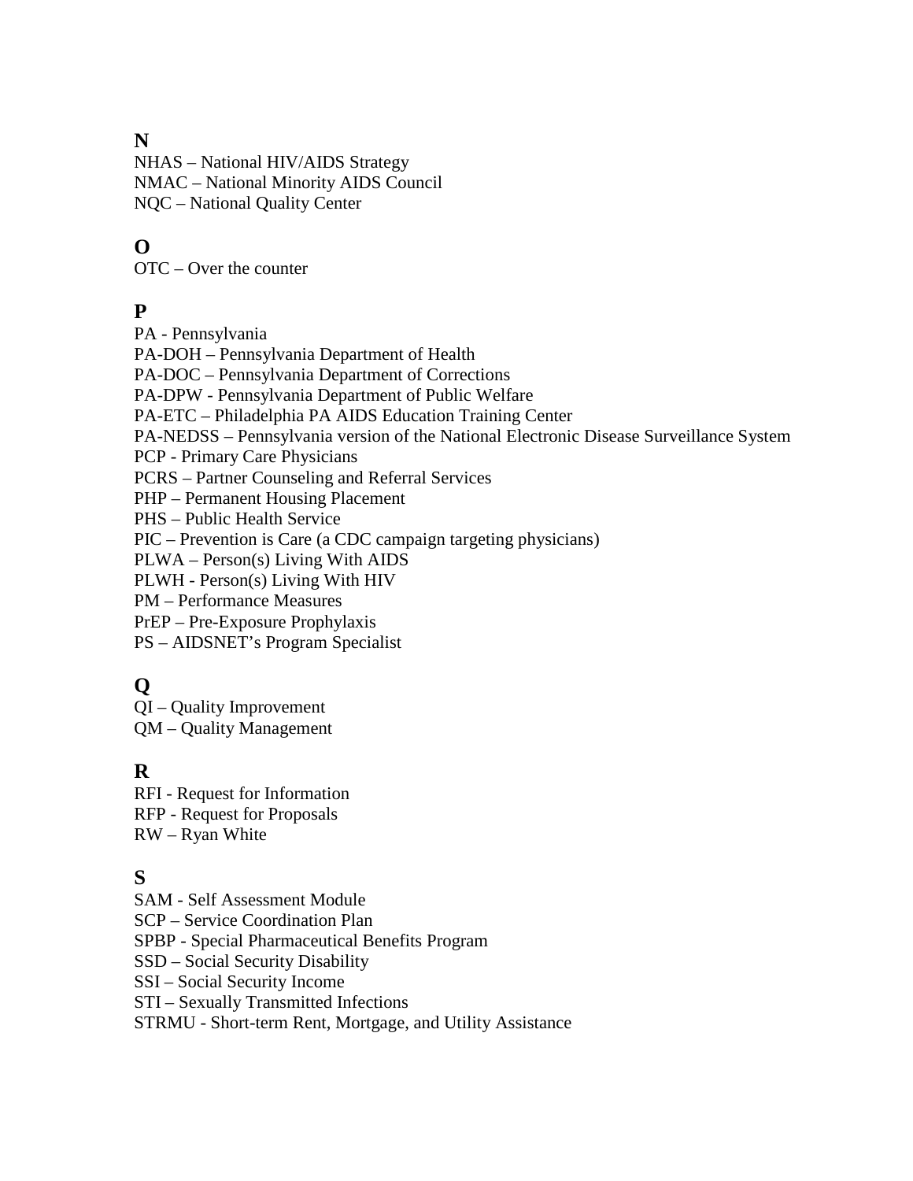## N

NHAS – National HIV/AIDS Strategy
NMAC – National Minority AIDS Council
NQC – National Quality Center

## O

OTC – Over the counter

## P

PA - Pennsylvania
PA-DOH – Pennsylvania Department of Health
PA-DOC – Pennsylvania Department of Corrections
PA-DPW - Pennsylvania Department of Public Welfare
PA-ETC – Philadelphia PA AIDS Education Training Center
PA-NEDSS – Pennsylvania version of the National Electronic Disease Surveillance System
PCP - Primary Care Physicians
PCRS – Partner Counseling and Referral Services
PHP – Permanent Housing Placement
PHS – Public Health Service
PIC – Prevention is Care (a CDC campaign targeting physicians)
PLWA – Person(s) Living With AIDS
PLWH - Person(s) Living With HIV
PM – Performance Measures
PrEP – Pre-Exposure Prophylaxis
PS – AIDSNET's Program Specialist

## Q

QI – Quality Improvement
QM – Quality Management

## R

RFI - Request for Information
RFP - Request for Proposals
RW – Ryan White

## S

SAM - Self Assessment Module
SCP – Service Coordination Plan
SPBP - Special Pharmaceutical Benefits Program
SSD – Social Security Disability
SSI – Social Security Income
STI – Sexually Transmitted Infections
STRMU - Short-term Rent, Mortgage, and Utility Assistance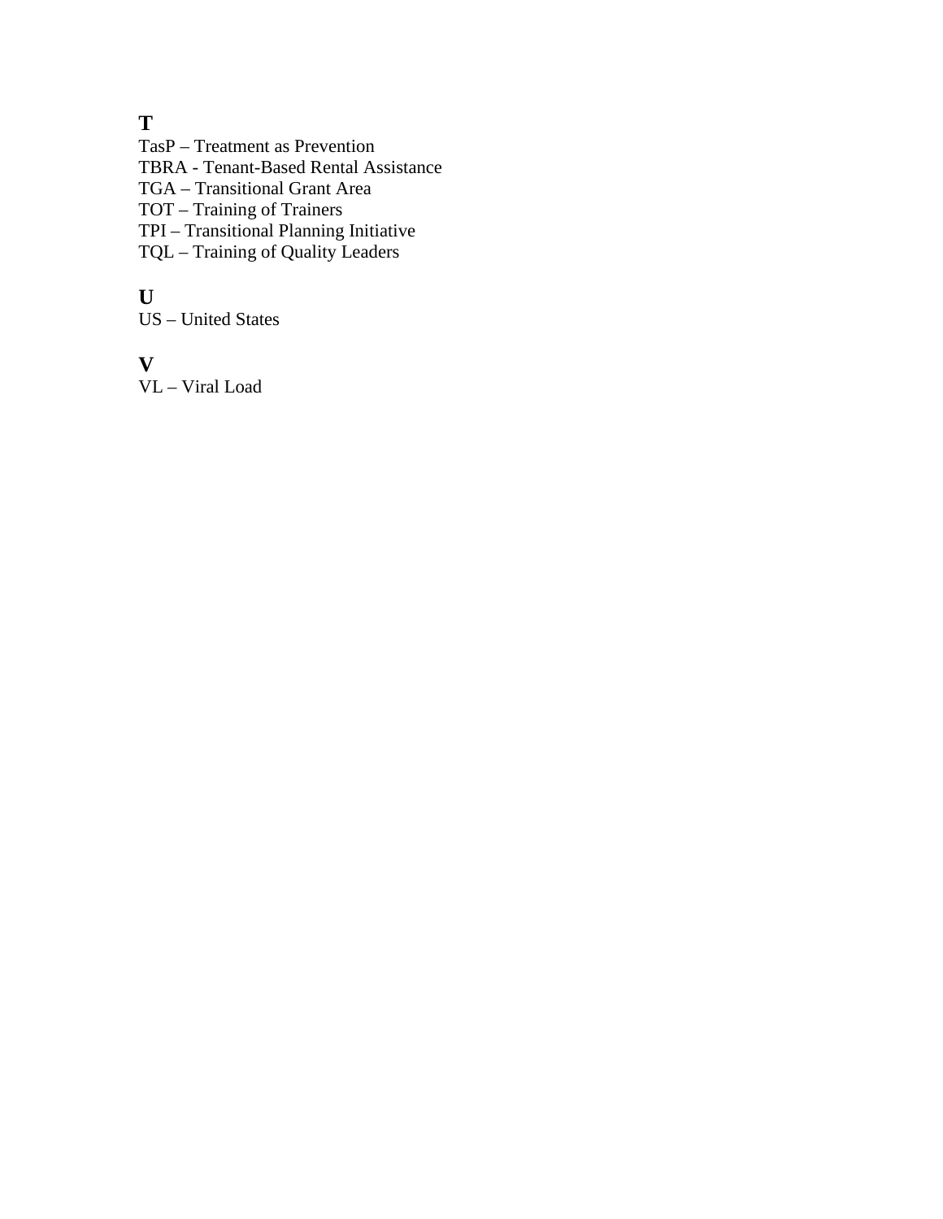**T**

TasP – Treatment as Prevention
TBRA - Tenant-Based Rental Assistance
TGA – Transitional Grant Area
TOT – Training of Trainers
TPI – Transitional Planning Initiative
TQL – Training of Quality Leaders

**U**

US – United States

**V**

VL – Viral Load